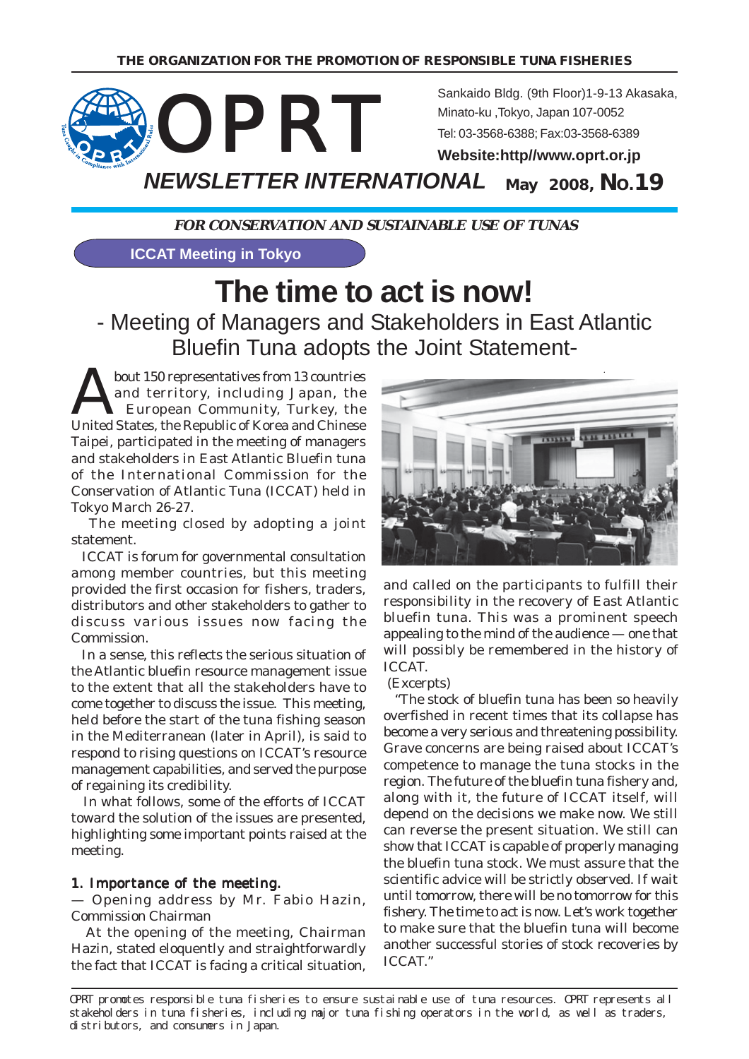THE ORGANIZATION FOR THE PROMOTION OF RESPONSIBLE TUNA FISHERIES

# OPRT

Sankaido Bldg. (9th Floor)1-9-13 Akasaka, Minato-ku ,Tokyo, Japan 107-0052
Tel: 03-3568-6388; Fax:03-3568-6389
**Website:http//www.oprt.or.jp**

***NEWSLETTER INTERNATIONAL*** **May 2008, No.19**

***FOR CONSERVATION AND SUSTAINABLE USE OF TUNAS***

**ICCAT Meeting in Tokyo**

# The time to act is now!

## - Meeting of Managers and Stakeholders in East Atlantic Bluefin Tuna adopts the Joint Statement-

About 150 representatives from 13 countries and territory, including Japan, the European Community, Turkey, the United States, the Republic of Korea and Chinese Taipei, participated in the meeting of managers and stakeholders in East Atlantic Bluefin tuna of the International Commission for the Conservation of Atlantic Tuna (ICCAT) held in Tokyo March 26-27.

The meeting closed by adopting a joint statement.

ICCAT is forum for governmental consultation among member countries, but this meeting provided the first occasion for fishers, traders, distributors and other stakeholders to gather to discuss various issues now facing the Commission.

In a sense, this reflects the serious situation of the Atlantic bluefin resource management issue to the extent that all the stakeholders have to come together to discuss the issue. This meeting, held before the start of the tuna fishing season in the Mediterranean (later in April), is said to respond to rising questions on ICCAT's resource management capabilities, and served the purpose of regaining its credibility.

In what follows, some of the efforts of ICCAT toward the solution of the issues are presented, highlighting some important points raised at the meeting.

### 1. Importance of the meeting.

— Opening address by Mr. Fabio Hazin, Commission Chairman

At the opening of the meeting, Chairman Hazin, stated eloquently and straightforwardly the fact that ICCAT is facing a critical situation, and called on the participants to fulfill their responsibility in the recovery of East Atlantic bluefin tuna. This was a prominent speech appealing to the mind of the audience — one that will possibly be remembered in the history of ICCAT.

(Excerpts)

"The stock of bluefin tuna has been so heavily overfished in recent times that its collapse has become a very serious and threatening possibility. Grave concerns are being raised about ICCAT's competence to manage the tuna stocks in the region. The future of the bluefin tuna fishery and, along with it, the future of ICCAT itself, will depend on the decisions we make now. We still can reverse the present situation. We still can show that ICCAT is capable of properly managing the bluefin tuna stock. We must assure that the scientific advice will be strictly observed. If wait until tomorrow, there will be no tomorrow for this fishery. The time to act is now. Let's work together to make sure that the bluefin tuna will become another successful stories of stock recoveries by ICCAT."

OPRT promotes responsible tuna fisheries to ensure sustainable use of tuna resources. OPRT represents all stakeholders in tuna fisheries, including major tuna fishing operators in the world, as well as traders, distributors, and consumers in Japan.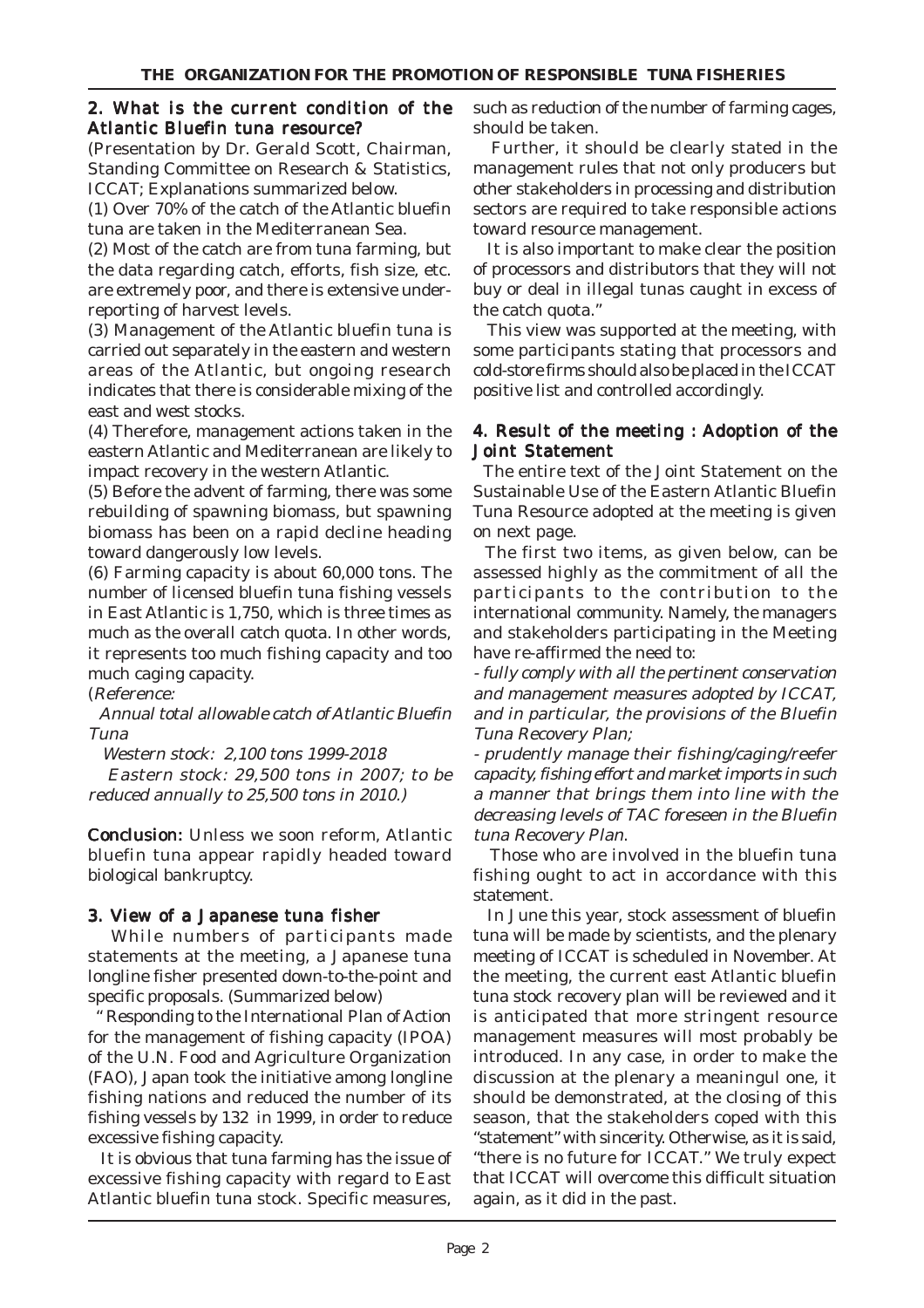## 2. What is the current condition of the Atlantic Bluefin tuna resource?

(Presentation by Dr. Gerald Scott, Chairman, Standing Committee on Research & Statistics, ICCAT; Explanations summarized below.

(1) Over 70% of the catch of the Atlantic bluefin tuna are taken in the Mediterranean Sea.

(2) Most of the catch are from tuna farming, but the data regarding catch, efforts, fish size, etc. are extremely poor, and there is extensive under-reporting of harvest levels.

(3) Management of the Atlantic bluefin tuna is carried out separately in the eastern and western areas of the Atlantic, but ongoing research indicates that there is considerable mixing of the east and west stocks.

(4) Therefore, management actions taken in the eastern Atlantic and Mediterranean are likely to impact recovery in the western Atlantic.

(5) Before the advent of farming, there was some rebuilding of spawning biomass, but spawning biomass has been on a rapid decline heading toward dangerously low levels.

(6) Farming capacity is about 60,000 tons. The number of licensed bluefin tuna fishing vessels in East Atlantic is 1,750, which is three times as much as the overall catch quota. In other words, it represents too much fishing capacity and too much caging capacity.

(*Reference:*

*Annual total allowable catch of Atlantic Bluefin Tuna*

*Western stock: 2,100 tons 1999-2018*

*Eastern stock: 29,500 tons in 2007; to be reduced annually to 25,500 tons in 2010.*)

**Conclusion:** Unless we soon reform, Atlantic bluefin tuna appear rapidly headed toward biological bankruptcy.

## 3. View of a Japanese tuna fisher

While numbers of participants made statements at the meeting, a Japanese tuna longline fisher presented down-to-the-point and specific proposals. (Summarized below)

" Responding to the International Plan of Action for the management of fishing capacity (IPOA) of the U.N. Food and Agriculture Organization (FAO), Japan took the initiative among longline fishing nations and reduced the number of its fishing vessels by 132 in 1999, in order to reduce excessive fishing capacity.

It is obvious that tuna farming has the issue of excessive fishing capacity with regard to East Atlantic bluefin tuna stock. Specific measures, such as reduction of the number of farming cages, should be taken.

Further, it should be clearly stated in the management rules that not only producers but other stakeholders in processing and distribution sectors are required to take responsible actions toward resource management.

It is also important to make clear the position of processors and distributors that they will not buy or deal in illegal tunas caught in excess of the catch quota."

This view was supported at the meeting, with some participants stating that processors and cold-store firms should also be placed in the ICCAT positive list and controlled accordingly.

## 4. Result of the meeting : Adoption of the Joint Statement

The entire text of the Joint Statement on the Sustainable Use of the Eastern Atlantic Bluefin Tuna Resource adopted at the meeting is given on next page.

The first two items, as given below, can be assessed highly as the commitment of all the participants to the contribution to the international community. Namely, the managers and stakeholders participating in the Meeting have re-affirmed the need to:

*- fully comply with all the pertinent conservation and management measures adopted by ICCAT, and in particular, the provisions of the Bluefin Tuna Recovery Plan;*

*- prudently manage their fishing/caging/reefer capacity, fishing effort and market imports in such a manner that brings them into line with the decreasing levels of TAC foreseen in the Bluefin tuna Recovery Plan.*

Those who are involved in the bluefin tuna fishing ought to act in accordance with this statement.

In June this year, stock assessment of bluefin tuna will be made by scientists, and the plenary meeting of ICCAT is scheduled in November. At the meeting, the current east Atlantic bluefin tuna stock recovery plan will be reviewed and it is anticipated that more stringent resource management measures will most probably be introduced. In any case, in order to make the discussion at the plenary a meaningul one, it should be demonstrated, at the closing of this season, that the stakeholders coped with this "statement" with sincerity. Otherwise, as it is said, "there is no future for ICCAT." We truly expect that ICCAT will overcome this difficult situation again, as it did in the past.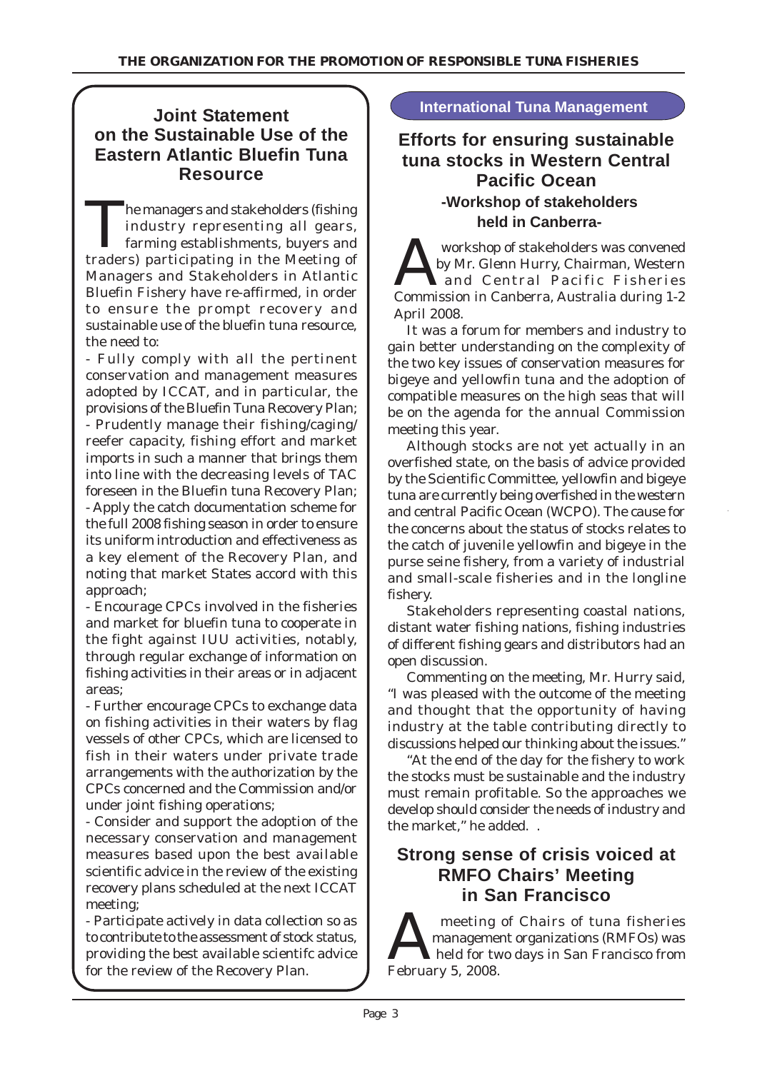## Joint Statement on the Sustainable Use of the Eastern Atlantic Bluefin Tuna Resource

The managers and stakeholders (fishing industry representing all gears, farming establishments, buyers and traders) participating in the Meeting of Managers and Stakeholders in Atlantic Bluefin Fishery have re-affirmed, in order to ensure the prompt recovery and sustainable use of the bluefin tuna resource, the need to:

- Fully comply with all the pertinent conservation and management measures adopted by ICCAT, and in particular, the provisions of the Bluefin Tuna Recovery Plan;
- Prudently manage their fishing/caging/reefer capacity, fishing effort and market imports in such a manner that brings them into line with the decreasing levels of TAC foreseen in the Bluefin tuna Recovery Plan;
- Apply the catch documentation scheme for the full 2008 fishing season in order to ensure its uniform introduction and effectiveness as a key element of the Recovery Plan, and noting that market States accord with this approach;
- Encourage CPCs involved in the fisheries and market for bluefin tuna to cooperate in the fight against IUU activities, notably, through regular exchange of information on fishing activities in their areas or in adjacent areas;
- Further encourage CPCs to exchange data on fishing activities in their waters by flag vessels of other CPCs, which are licensed to fish in their waters under private trade arrangements with the authorization by the CPCs concerned and the Commission and/or under joint fishing operations;
- Consider and support the adoption of the necessary conservation and management measures based upon the best available scientific advice in the review of the existing recovery plans scheduled at the next ICCAT meeting;
- Participate actively in data collection so as to contribute to the assessment of stock status, providing the best available scientifc advice for the review of the Recovery Plan.

**International Tuna Management**

## Efforts for ensuring sustainable tuna stocks in Western Central Pacific Ocean

### -Workshop of stakeholders held in Canberra-

A workshop of stakeholders was convened by Mr. Glenn Hurry, Chairman, Western and Central Pacific Fisheries Commission in Canberra, Australia during 1-2 April 2008.

It was a forum for members and industry to gain better understanding on the complexity of the two key issues of conservation measures for bigeye and yellowfin tuna and the adoption of compatible measures on the high seas that will be on the agenda for the annual Commission meeting this year.

Although stocks are not yet actually in an overfished state, on the basis of advice provided by the Scientific Committee, yellowfin and bigeye tuna are currently being overfished in the western and central Pacific Ocean (WCPO). The cause for the concerns about the status of stocks relates to the catch of juvenile yellowfin and bigeye in the purse seine fishery, from a variety of industrial and small-scale fisheries and in the longline fishery.

Stakeholders representing coastal nations, distant water fishing nations, fishing industries of different fishing gears and distributors had an open discussion.

Commenting on the meeting, Mr. Hurry said, "I was pleased with the outcome of the meeting and thought that the opportunity of having industry at the table contributing directly to discussions helped our thinking about the issues."

"At the end of the day for the fishery to work the stocks must be sustainable and the industry must remain profitable. So the approaches we develop should consider the needs of industry and the market," he added.

## Strong sense of crisis voiced at RMFO Chairs' Meeting in San Francisco

A meeting of Chairs of tuna fisheries management organizations (RMFOs) was held for two days in San Francisco from February 5, 2008.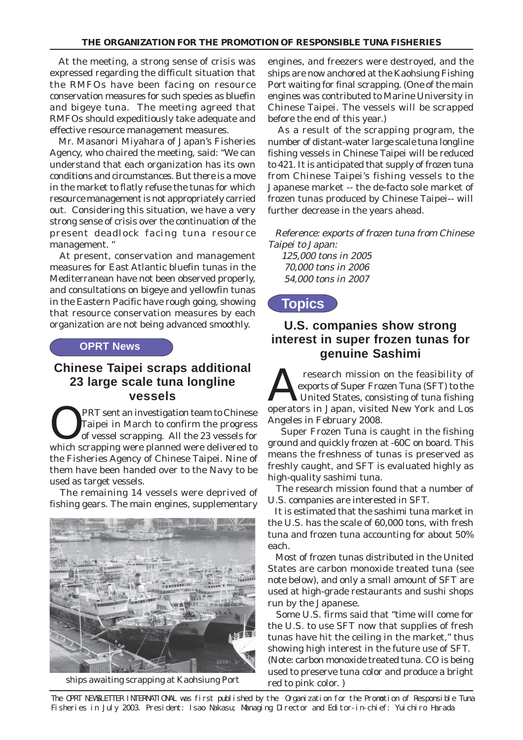At the meeting, a strong sense of crisis was expressed regarding the difficult situation that the RMFOs have been facing on resource conservation measures for such species as bluefin and bigeye tuna. The meeting agreed that RMFOs should expeditiously take adequate and effective resource management measures.

Mr. Masanori Miyahara of Japan's Fisheries Agency, who chaired the meeting, said: "We can understand that each organization has its own conditions and circumstances. But there is a move in the market to flatly refuse the tunas for which resource management is not appropriately carried out. Considering this situation, we have a very strong sense of crisis over the continuation of the present deadlock facing tuna resource management. "

At present, conservation and management measures for East Atlantic bluefin tunas in the Mediterranean have not been observed properly, and consultations on bigeye and yellowfin tunas in the Eastern Pacific have rough going, showing that resource conservation measures by each organization are not being advanced smoothly.

**OPRT News**

## Chinese Taipei scraps additional 23 large scale tuna longline vessels

OPRT sent an investigation team to Chinese Taipei in March to confirm the progress of vessel scrapping. All the 23 vessels for which scrapping were planned were delivered to the Fisheries Agency of Chinese Taipei. Nine of them have been handed over to the Navy to be used as target vessels.

The remaining 14 vessels were deprived of fishing gears. The main engines, supplementary engines, and freezers were destroyed, and the ships are now anchored at the Kaohsiung Fishing Port waiting for final scrapping. (One of the main engines was contributed to Marine University in Chinese Taipei. The vessels will be scrapped before the end of this year.)

ships awaiting scrapping at Kaohsiung Port

As a result of the scrapping program, the number of distant-water large scale tuna longline fishing vessels in Chinese Taipei will be reduced to 421. It is anticipated that supply of frozen tuna from Chinese Taipei's fishing vessels to the Japanese market -- the de-facto sole market of frozen tunas produced by Chinese Taipei-- will further decrease in the years ahead.

*Reference: exports of frozen tuna from Chinese Taipei to Japan:*
*125,000 tons in 2005*
*70,000 tons in 2006*
*54,000 tons in 2007*

**Topics**

## U.S. companies show strong interest in super frozen tunas for genuine Sashimi

A research mission on the feasibility of exports of Super Frozen Tuna (SFT) to the United States, consisting of tuna fishing operators in Japan, visited New York and Los Angeles in February 2008.

Super Frozen Tuna is caught in the fishing ground and quickly frozen at -60C on board. This means the freshness of tunas is preserved as freshly caught, and SFT is evaluated highly as high-quality sashimi tuna.

The research mission found that a number of U.S. companies are interested in SFT.

It is estimated that the sashimi tuna market in the U.S. has the scale of 60,000 tons, with fresh tuna and frozen tuna accounting for about 50% each.

Most of frozen tunas distributed in the United States are carbon monoxide treated tuna (see note below), and only a small amount of SFT are used at high-grade restaurants and sushi shops run by the Japanese.

Some U.S. firms said that "time will come for the U.S. to use SFT now that supplies of fresh tunas have hit the ceiling in the market," thus showing high interest in the future use of SFT. (Note: carbon monoxide treated tuna. CO is being used to preserve tuna color and produce a bright red to pink color. )

The OPRT NEWSLETTER INTERNATIONAL was first published by the Organization for the Promotion of Responsible Tuna Fisheries in July 2003. President: Isao Nakasu; Managing Director and Editor-in-chief: Yuichiro Harada